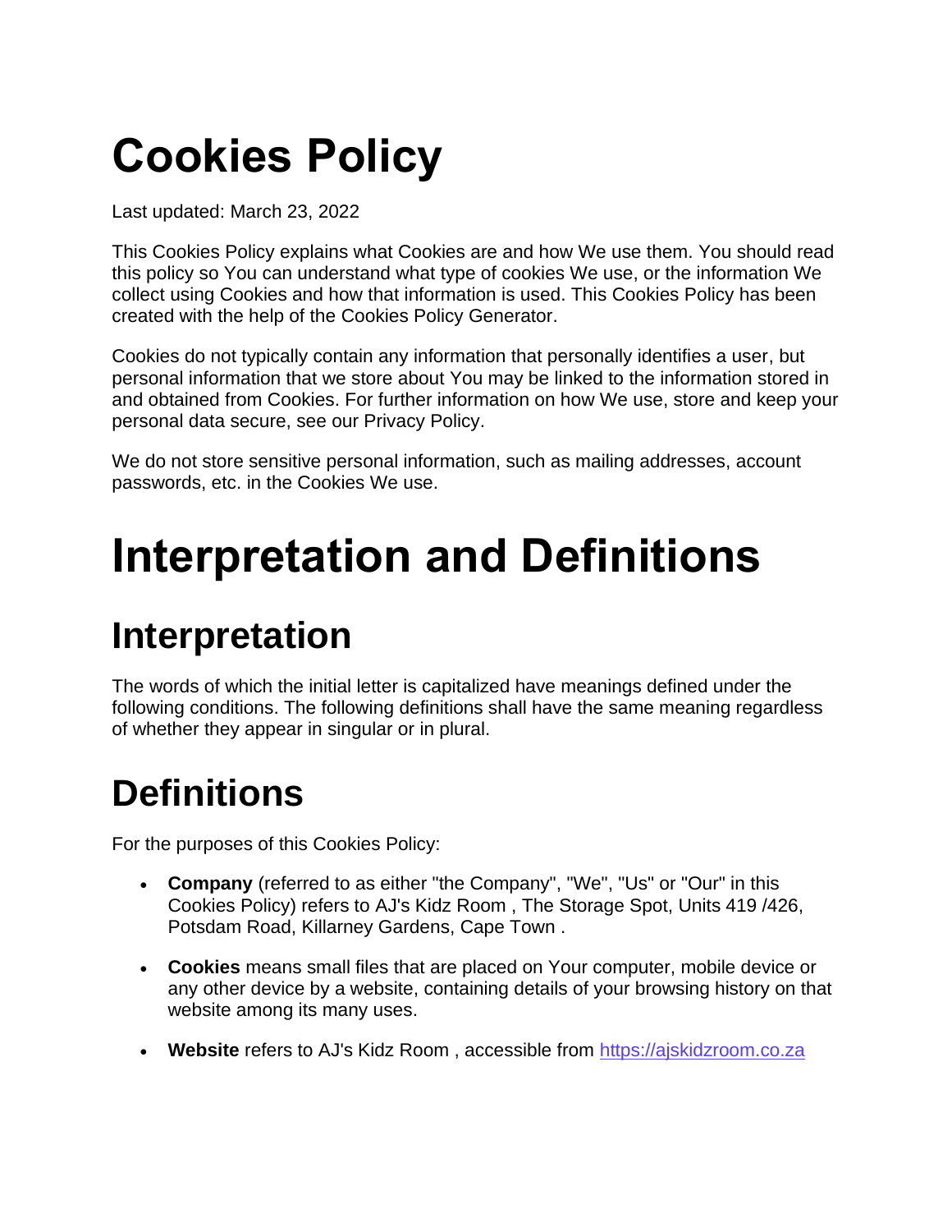# Cookies Policy

Last updated: March 23, 2022

This Cookies Policy explains what Cookies are and how We use them. You should read this policy so You can understand what type of cookies We use, or the information We collect using Cookies and how that information is used. This Cookies Policy has been created with the help of the Cookies Policy Generator.

Cookies do not typically contain any information that personally identifies a user, but personal information that we store about You may be linked to the information stored in and obtained from Cookies. For further information on how We use, store and keep your personal data secure, see our Privacy Policy.

We do not store sensitive personal information, such as mailing addresses, account passwords, etc. in the Cookies We use.

# Interpretation and Definitions

## Interpretation

The words of which the initial letter is capitalized have meanings defined under the following conditions. The following definitions shall have the same meaning regardless of whether they appear in singular or in plural.

## Definitions

For the purposes of this Cookies Policy:

- **Company** (referred to as either "the Company", "We", "Us" or "Our" in this Cookies Policy) refers to AJ's Kidz Room , The Storage Spot, Units 419 /426, Potsdam Road, Killarney Gardens, Cape Town .
- **Cookies** means small files that are placed on Your computer, mobile device or any other device by a website, containing details of your browsing history on that website among its many uses.
- **Website** refers to AJ's Kidz Room , accessible from [https://ajskidzroom.co.za](https://ajskidzroom.co.za)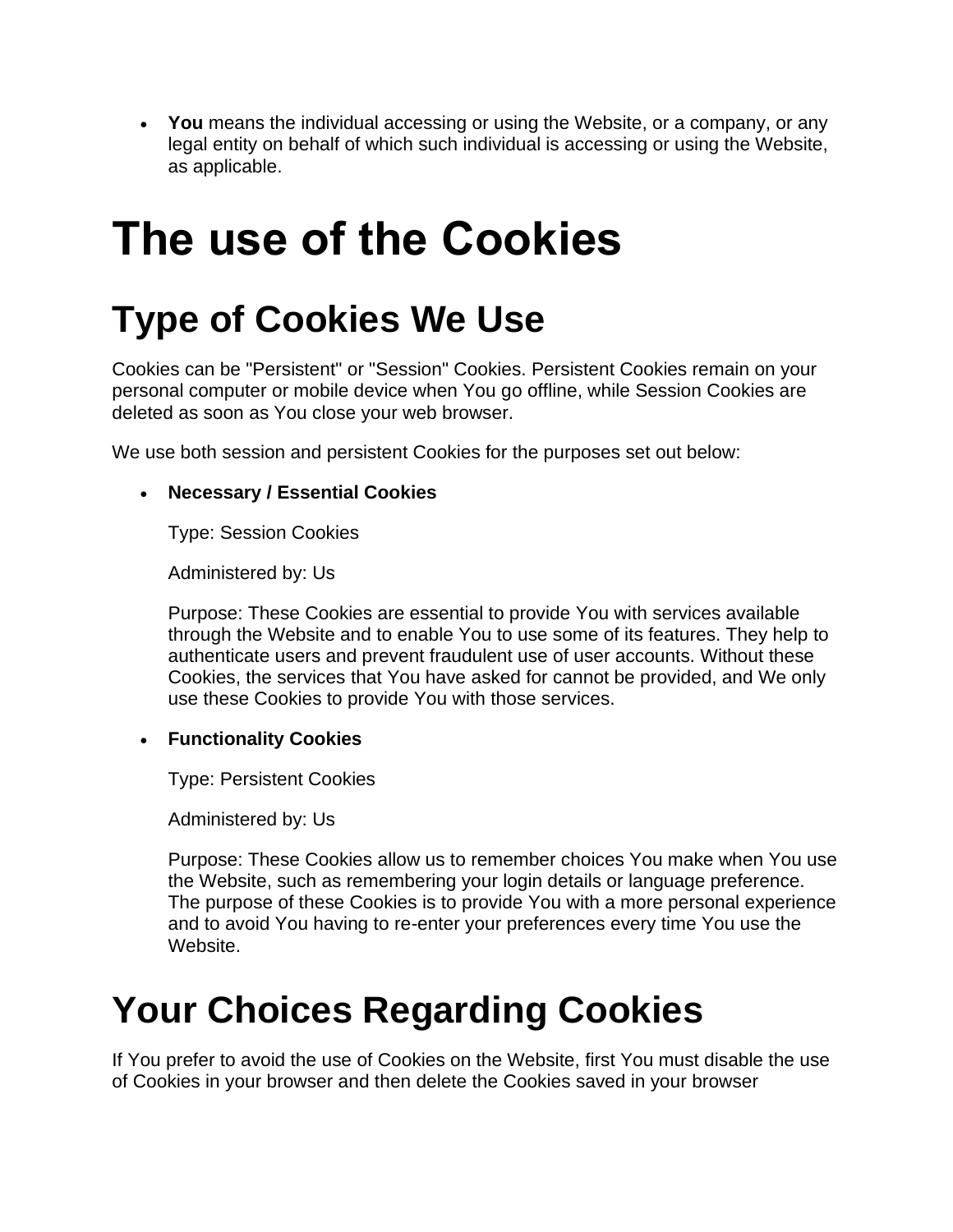- **You** means the individual accessing or using the Website, or a company, or any legal entity on behalf of which such individual is accessing or using the Website, as applicable.

# The use of the Cookies

## Type of Cookies We Use

Cookies can be "Persistent" or "Session" Cookies. Persistent Cookies remain on your personal computer or mobile device when You go offline, while Session Cookies are deleted as soon as You close your web browser.

We use both session and persistent Cookies for the purposes set out below:

- **Necessary / Essential Cookies**

  Type: Session Cookies

  Administered by: Us

  Purpose: These Cookies are essential to provide You with services available through the Website and to enable You to use some of its features. They help to authenticate users and prevent fraudulent use of user accounts. Without these Cookies, the services that You have asked for cannot be provided, and We only use these Cookies to provide You with those services.

- **Functionality Cookies**

  Type: Persistent Cookies

  Administered by: Us

  Purpose: These Cookies allow us to remember choices You make when You use the Website, such as remembering your login details or language preference. The purpose of these Cookies is to provide You with a more personal experience and to avoid You having to re-enter your preferences every time You use the Website.

## Your Choices Regarding Cookies

If You prefer to avoid the use of Cookies on the Website, first You must disable the use of Cookies in your browser and then delete the Cookies saved in your browser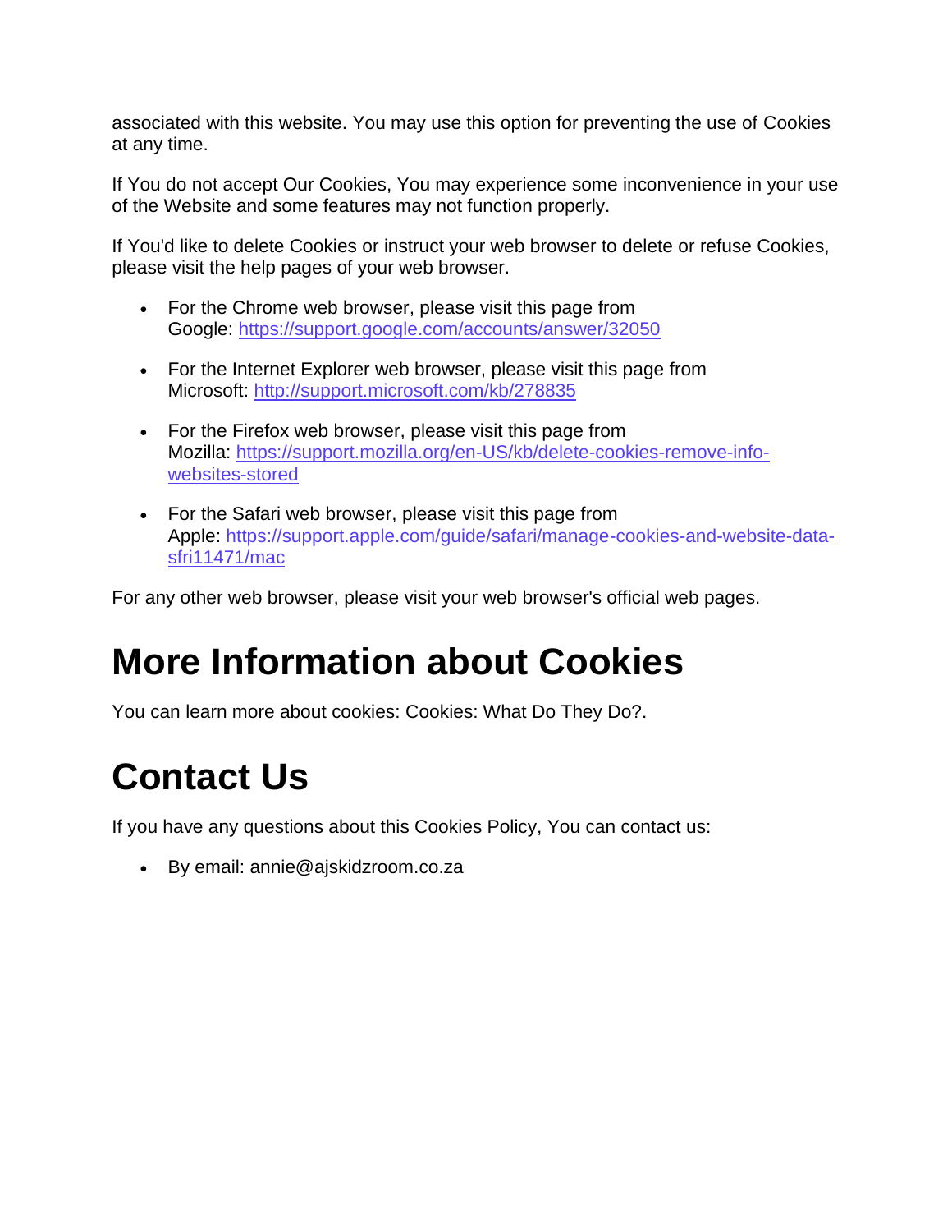associated with this website. You may use this option for preventing the use of Cookies at any time.

If You do not accept Our Cookies, You may experience some inconvenience in your use of the Website and some features may not function properly.

If You'd like to delete Cookies or instruct your web browser to delete or refuse Cookies, please visit the help pages of your web browser.

- For the Chrome web browser, please visit this page from Google: https://support.google.com/accounts/answer/32050
- For the Internet Explorer web browser, please visit this page from Microsoft: http://support.microsoft.com/kb/278835
- For the Firefox web browser, please visit this page from Mozilla: https://support.mozilla.org/en-US/kb/delete-cookies-remove-info-websites-stored
- For the Safari web browser, please visit this page from Apple: https://support.apple.com/guide/safari/manage-cookies-and-website-data-sfri11471/mac

For any other web browser, please visit your web browser's official web pages.

# More Information about Cookies

You can learn more about cookies: Cookies: What Do They Do?.

# Contact Us

If you have any questions about this Cookies Policy, You can contact us:

- By email: annie@ajskidzroom.co.za